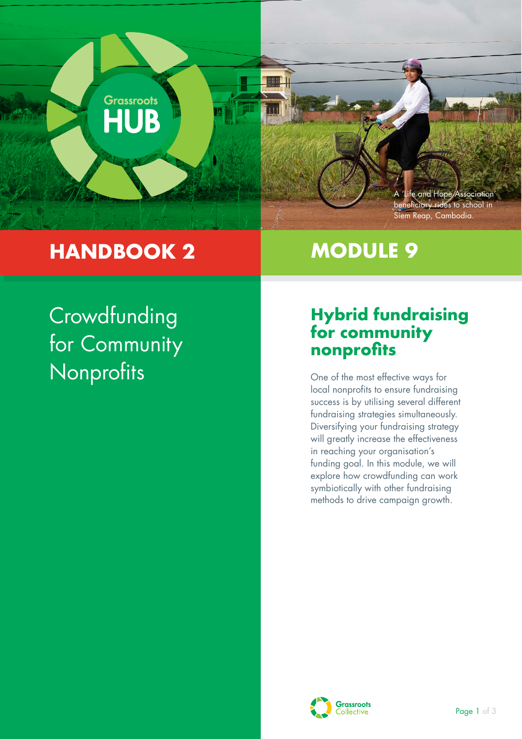Grassroots HUB

A 'Life and Hope Association' beneficiary rides to school in Siem Reap, Cambodia.

# HANDBOOK 2

# MODULE 9

## Crowdfunding for Community Nonprofits

## Hybrid fundraising for community nonprofits

One of the most effective ways for local nonprofits to ensure fundraising success is by utilising several different fundraising strategies simultaneously. Diversifying your fundraising strategy will greatly increase the effectiveness in reaching your organisation's funding goal. In this module, we will explore how crowdfunding can work symbiotically with other fundraising methods to drive campaign growth.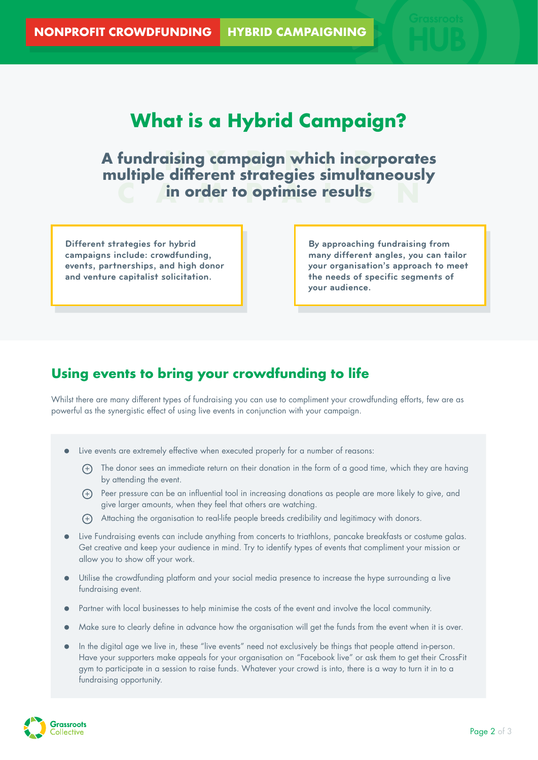# What is a Hybrid Campaign?

## A fundraising campaign which incorporates multiple different strategies simultaneously in order to optimise results

**Different strategies for hybrid campaigns include: crowdfunding, events, partnerships, and high donor and venture capitalist solicitation.**

**By approaching fundraising from many different angles, you can tailor your organisation's approach to meet the needs of specific segments of your audience.**

## Using events to bring your crowdfunding to life

Whilst there are many different types of fundraising you can use to compliment your crowdfunding efforts, few are as powerful as the synergistic effect of using live events in conjunction with your campaign.

- Live events are extremely effective when executed properly for a number of reasons:
  - The donor sees an immediate return on their donation in the form of a good time, which they are having by attending the event.
  - Peer pressure can be an influential tool in increasing donations as people are more likely to give, and give larger amounts, when they feel that others are watching.
  - Attaching the organisation to real-life people breeds credibility and legitimacy with donors.
- Live Fundraising events can include anything from concerts to triathlons, pancake breakfasts or costume galas. Get creative and keep your audience in mind. Try to identify types of events that compliment your mission or allow you to show off your work.
- Utilise the crowdfunding platform and your social media presence to increase the hype surrounding a live fundraising event.
- Partner with local businesses to help minimise the costs of the event and involve the local community.
- Make sure to clearly define in advance how the organisation will get the funds from the event when it is over.
- In the digital age we live in, these "live events" need not exclusively be things that people attend in-person. Have your supporters make appeals for your organisation on "Facebook live" or ask them to get their CrossFit gym to participate in a session to raise funds. Whatever your crowd is into, there is a way to turn it in to a fundraising opportunity.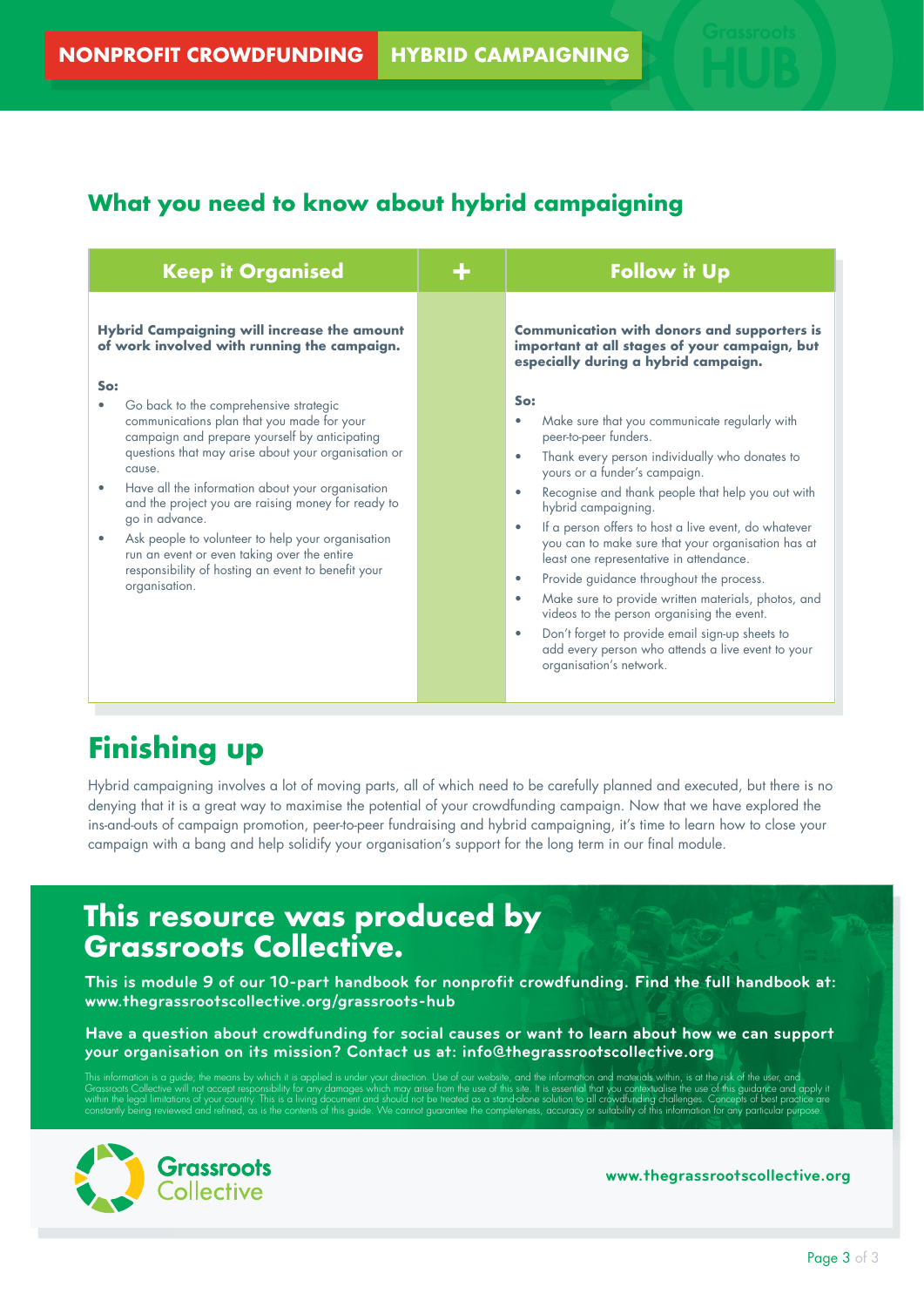## What you need to know about hybrid campaigning

### Keep it Organised + Follow it Up

#### Keep it Organised

**Hybrid Campaigning will increase the amount of work involved with running the campaign.**

**So:**

- Go back to the comprehensive strategic communications plan that you made for your campaign and prepare yourself by anticipating questions that may arise about your organisation or cause.
- Have all the information about your organisation and the project you are raising money for ready to go in advance.
- Ask people to volunteer to help your organisation run an event or even taking over the entire responsibility of hosting an event to benefit your organisation.

#### Follow it Up

**Communication with donors and supporters is important at all stages of your campaign, but especially during a hybrid campaign.**

**So:**

- Make sure that you communicate regularly with peer-to-peer funders.
- Thank every person individually who donates to yours or a funder's campaign.
- Recognise and thank people that help you out with hybrid campaigning.
- If a person offers to host a live event, do whatever you can to make sure that your organisation has at least one representative in attendance.
- Provide guidance throughout the process.
- Make sure to provide written materials, photos, and videos to the person organising the event.
- Don't forget to provide email sign-up sheets to add every person who attends a live event to your organisation's network.

# Finishing up

Hybrid campaigning involves a lot of moving parts, all of which need to be carefully planned and executed, but there is no denying that it is a great way to maximise the potential of your crowdfunding campaign. Now that we have explored the ins-and-outs of campaign promotion, peer-to-peer fundraising and hybrid campaigning, it's time to learn how to close your campaign with a bang and help solidify your organisation's support for the long term in our final module.

## This resource was produced by Grassroots Collective.

**This is module 9 of our 10-part handbook for nonprofit crowdfunding. Find the full handbook at: www.thegrassrootscollective.org/grassroots-hub**

**Have a question about crowdfunding for social causes or want to learn about how we can support your organisation on its mission? Contact us at: info@thegrassrootscollective.org**

This information is a guide; the means by which it is applied is under your direction. Use of our website, and the information and materials within, is at the risk of the user, and Grassroots Collective will not accept responsibility for any damages which may arise from the use of this site. It is essential that you contextualise the use of this guidance and apply it within the legal limitations of your country. This is a living document and should not be treated as a stand-alone solution to all crowdfunding challenges. Concepts of best practice are constantly being reviewed and refined, as is the contents of this guide. We cannot guarantee the completeness, accuracy or suitability of this information for any particular purpose.

Grassroots Collective

www.thegrassrootscollective.org